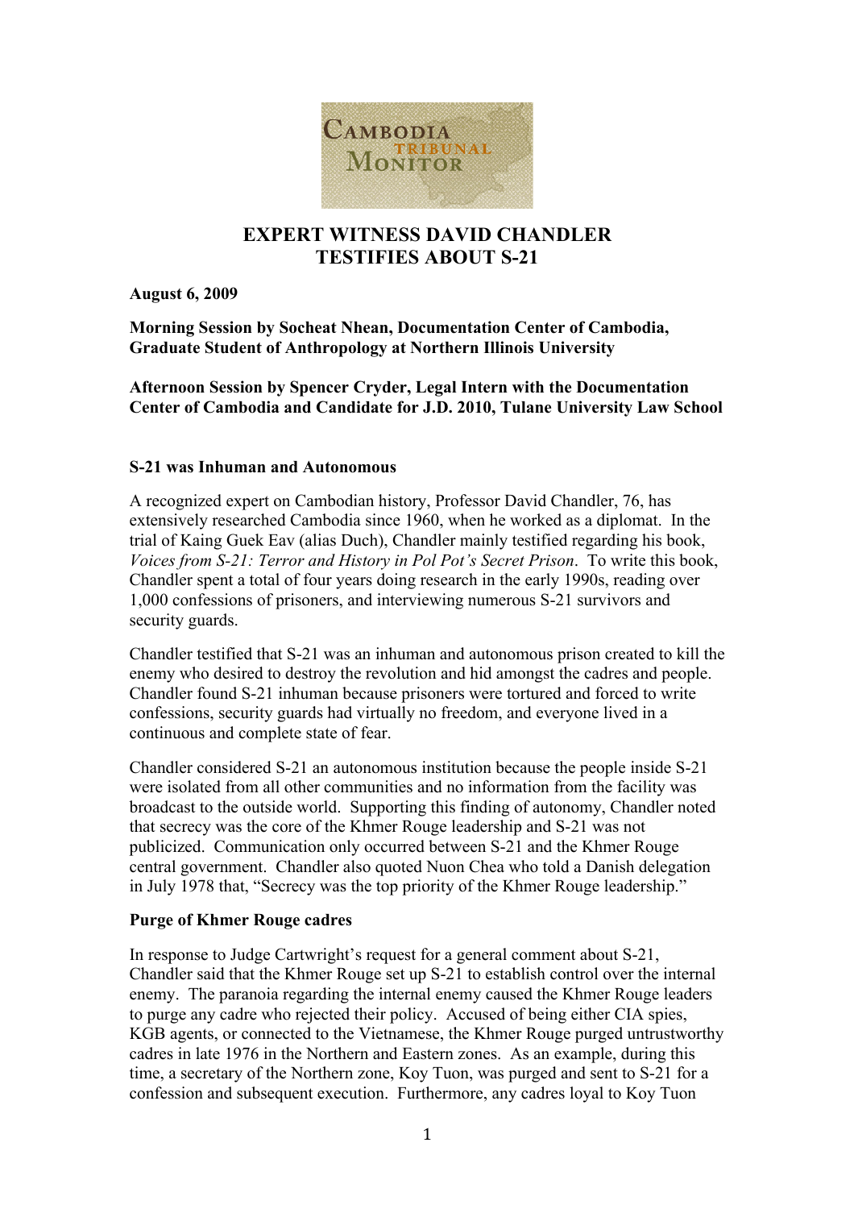# EXPERT WITNESS DAVID CHANDLER TESTIFIES ABOUT S-21

**August 6, 2009**

**Morning Session by Socheat Nhean, Documentation Center of Cambodia, Graduate Student of Anthropology at Northern Illinois University**

**Afternoon Session by Spencer Cryder, Legal Intern with the Documentation Center of Cambodia and Candidate for J.D. 2010, Tulane University Law School**

## S-21 was Inhuman and Autonomous

A recognized expert on Cambodian history, Professor David Chandler, 76, has extensively researched Cambodia since 1960, when he worked as a diplomat. In the trial of Kaing Guek Eav (alias Duch), Chandler mainly testified regarding his book, *Voices from S-21: Terror and History in Pol Pot's Secret Prison*. To write this book, Chandler spent a total of four years doing research in the early 1990s, reading over 1,000 confessions of prisoners, and interviewing numerous S-21 survivors and security guards.

Chandler testified that S-21 was an inhuman and autonomous prison created to kill the enemy who desired to destroy the revolution and hid amongst the cadres and people. Chandler found S-21 inhuman because prisoners were tortured and forced to write confessions, security guards had virtually no freedom, and everyone lived in a continuous and complete state of fear.

Chandler considered S-21 an autonomous institution because the people inside S-21 were isolated from all other communities and no information from the facility was broadcast to the outside world. Supporting this finding of autonomy, Chandler noted that secrecy was the core of the Khmer Rouge leadership and S-21 was not publicized. Communication only occurred between S-21 and the Khmer Rouge central government. Chandler also quoted Nuon Chea who told a Danish delegation in July 1978 that, "Secrecy was the top priority of the Khmer Rouge leadership."

## Purge of Khmer Rouge cadres

In response to Judge Cartwright's request for a general comment about S-21, Chandler said that the Khmer Rouge set up S-21 to establish control over the internal enemy. The paranoia regarding the internal enemy caused the Khmer Rouge leaders to purge any cadre who rejected their policy. Accused of being either CIA spies, KGB agents, or connected to the Vietnamese, the Khmer Rouge purged untrustworthy cadres in late 1976 in the Northern and Eastern zones. As an example, during this time, a secretary of the Northern zone, Koy Tuon, was purged and sent to S-21 for a confession and subsequent execution. Furthermore, any cadres loyal to Koy Tuon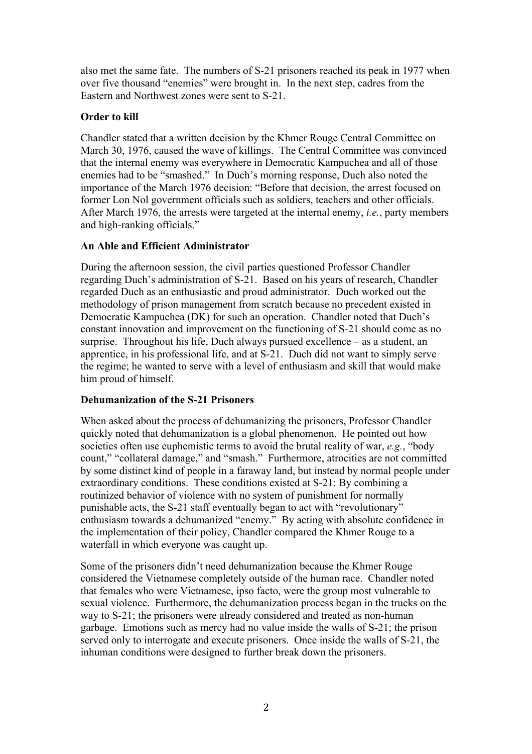also met the same fate. The numbers of S-21 prisoners reached its peak in 1977 when over five thousand "enemies" were brought in. In the next step, cadres from the Eastern and Northwest zones were sent to S-21.

**Order to kill**

Chandler stated that a written decision by the Khmer Rouge Central Committee on March 30, 1976, caused the wave of killings. The Central Committee was convinced that the internal enemy was everywhere in Democratic Kampuchea and all of those enemies had to be "smashed." In Duch's morning response, Duch also noted the importance of the March 1976 decision: "Before that decision, the arrest focused on former Lon Nol government officials such as soldiers, teachers and other officials. After March 1976, the arrests were targeted at the internal enemy, *i.e.*, party members and high-ranking officials."

**An Able and Efficient Administrator**

During the afternoon session, the civil parties questioned Professor Chandler regarding Duch's administration of S-21. Based on his years of research, Chandler regarded Duch as an enthusiastic and proud administrator. Duch worked out the methodology of prison management from scratch because no precedent existed in Democratic Kampuchea (DK) for such an operation. Chandler noted that Duch's constant innovation and improvement on the functioning of S-21 should come as no surprise. Throughout his life, Duch always pursued excellence – as a student, an apprentice, in his professional life, and at S-21. Duch did not want to simply serve the regime; he wanted to serve with a level of enthusiasm and skill that would make him proud of himself.

**Dehumanization of the S-21 Prisoners**

When asked about the process of dehumanizing the prisoners, Professor Chandler quickly noted that dehumanization is a global phenomenon. He pointed out how societies often use euphemistic terms to avoid the brutal reality of war, *e.g.*, "body count," "collateral damage," and "smash." Furthermore, atrocities are not committed by some distinct kind of people in a faraway land, but instead by normal people under extraordinary conditions. These conditions existed at S-21: By combining a routinized behavior of violence with no system of punishment for normally punishable acts, the S-21 staff eventually began to act with "revolutionary" enthusiasm towards a dehumanized "enemy." By acting with absolute confidence in the implementation of their policy, Chandler compared the Khmer Rouge to a waterfall in which everyone was caught up.

Some of the prisoners didn't need dehumanization because the Khmer Rouge considered the Vietnamese completely outside of the human race. Chandler noted that females who were Vietnamese, ipso facto, were the group most vulnerable to sexual violence. Furthermore, the dehumanization process began in the trucks on the way to S-21; the prisoners were already considered and treated as non-human garbage. Emotions such as mercy had no value inside the walls of S-21; the prison served only to interrogate and execute prisoners. Once inside the walls of S-21, the inhuman conditions were designed to further break down the prisoners.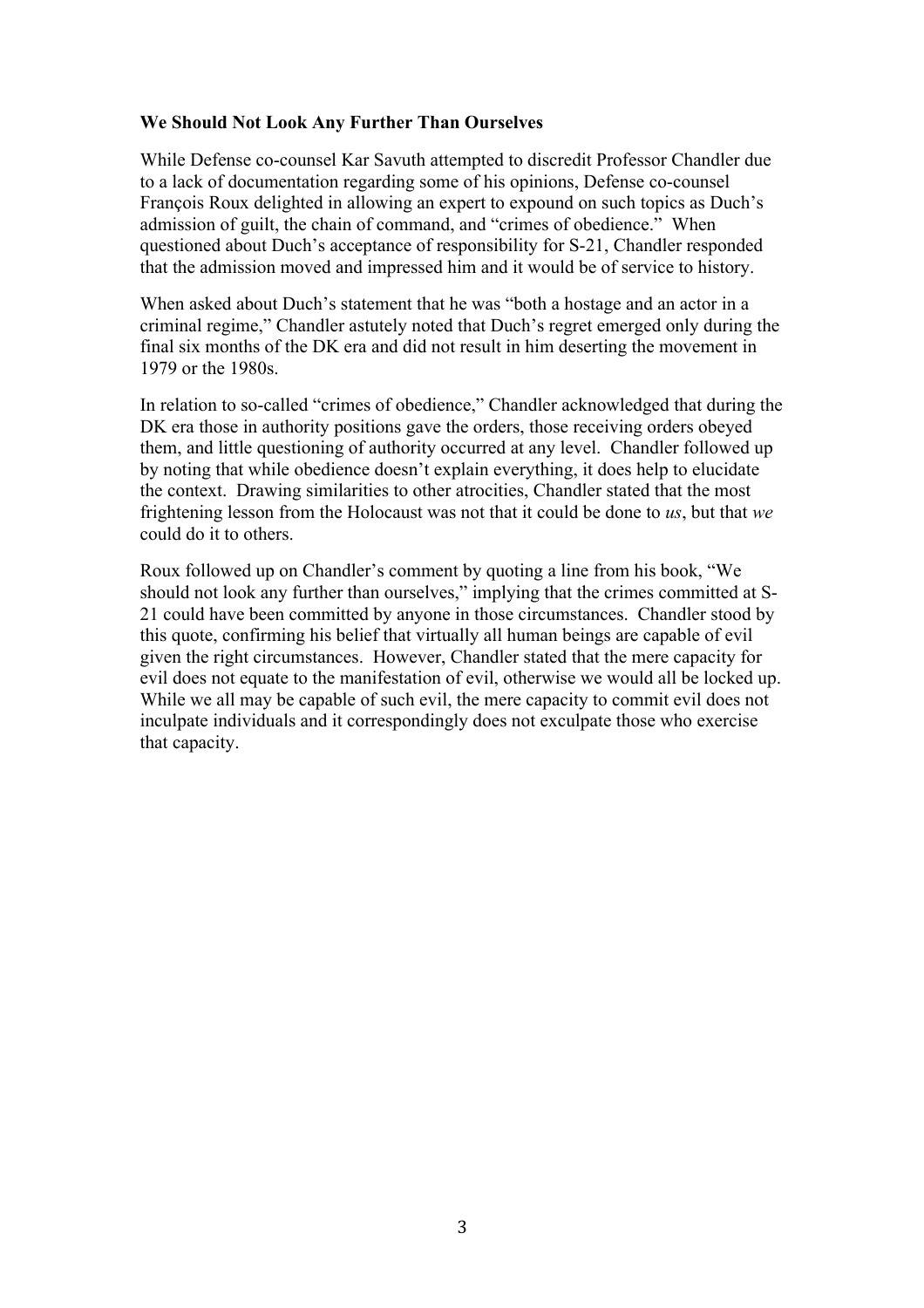**We Should Not Look Any Further Than Ourselves**

While Defense co-counsel Kar Savuth attempted to discredit Professor Chandler due to a lack of documentation regarding some of his opinions, Defense co-counsel François Roux delighted in allowing an expert to expound on such topics as Duch's admission of guilt, the chain of command, and "crimes of obedience." When questioned about Duch's acceptance of responsibility for S-21, Chandler responded that the admission moved and impressed him and it would be of service to history.

When asked about Duch's statement that he was "both a hostage and an actor in a criminal regime," Chandler astutely noted that Duch's regret emerged only during the final six months of the DK era and did not result in him deserting the movement in 1979 or the 1980s.

In relation to so-called "crimes of obedience," Chandler acknowledged that during the DK era those in authority positions gave the orders, those receiving orders obeyed them, and little questioning of authority occurred at any level. Chandler followed up by noting that while obedience doesn't explain everything, it does help to elucidate the context. Drawing similarities to other atrocities, Chandler stated that the most frightening lesson from the Holocaust was not that it could be done to *us*, but that *we* could do it to others.

Roux followed up on Chandler's comment by quoting a line from his book, "We should not look any further than ourselves," implying that the crimes committed at S-21 could have been committed by anyone in those circumstances. Chandler stood by this quote, confirming his belief that virtually all human beings are capable of evil given the right circumstances. However, Chandler stated that the mere capacity for evil does not equate to the manifestation of evil, otherwise we would all be locked up. While we all may be capable of such evil, the mere capacity to commit evil does not inculpate individuals and it correspondingly does not exculpate those who exercise that capacity.